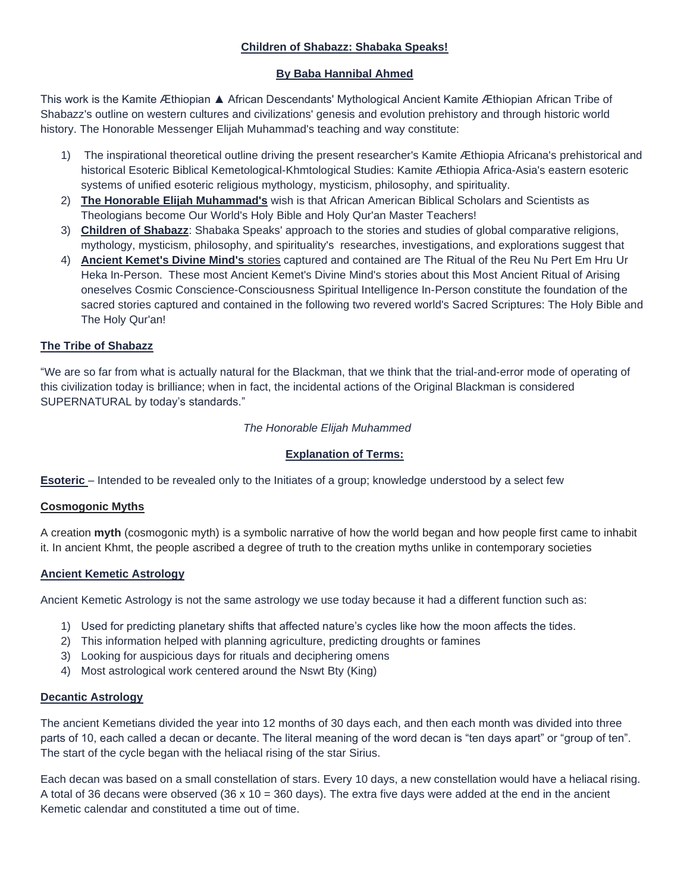**Children of Shabazz: Shabaka Speaks!**

**By Baba Hannibal Ahmed**

This work is the Kamite Æthiopian ▲ African Descendants' Mythological Ancient Kamite Æthiopian African Tribe of Shabazz's outline on western cultures and civilizations' genesis and evolution prehistory and through historic world history. The Honorable Messenger Elijah Muhammad's teaching and way constitute:

1) The inspirational theoretical outline driving the present researcher's Kamite Æthiopia Africana's prehistorical and historical Esoteric Biblical Kemetological-Khmtological Studies: Kamite Æthiopia Africa-Asia's eastern esoteric systems of unified esoteric religious mythology, mysticism, philosophy, and spirituality.
2) **The Honorable Elijah Muhammad's** wish is that African American Biblical Scholars and Scientists as Theologians become Our World's Holy Bible and Holy Qur'an Master Teachers!
3) **Children of Shabazz**: Shabaka Speaks' approach to the stories and studies of global comparative religions, mythology, mysticism, philosophy, and spirituality's researches, investigations, and explorations suggest that
4) **Ancient Kemet's Divine Mind's** stories captured and contained are The Ritual of the Reu Nu Pert Em Hru Ur Heka In-Person. These most Ancient Kemet's Divine Mind's stories about this Most Ancient Ritual of Arising oneselves Cosmic Conscience-Consciousness Spiritual Intelligence In-Person constitute the foundation of the sacred stories captured and contained in the following two revered world's Sacred Scriptures: The Holy Bible and The Holy Qur'an!

## The Tribe of Shabazz

"We are so far from what is actually natural for the Blackman, that we think that the trial-and-error mode of operating of this civilization today is brilliance; when in fact, the incidental actions of the Original Blackman is considered SUPERNATURAL by today's standards."

*The Honorable Elijah Muhammed*

## Explanation of Terms:

**Esoteric** – Intended to be revealed only to the Initiates of a group; knowledge understood by a select few

### Cosmogonic Myths

A creation **myth** (cosmogonic myth) is a symbolic narrative of how the world began and how people first came to inhabit it. In ancient Khmt, the people ascribed a degree of truth to the creation myths unlike in contemporary societies

### Ancient Kemetic Astrology

Ancient Kemetic Astrology is not the same astrology we use today because it had a different function such as:

1) Used for predicting planetary shifts that affected nature's cycles like how the moon affects the tides.
2) This information helped with planning agriculture, predicting droughts or famines
3) Looking for auspicious days for rituals and deciphering omens
4) Most astrological work centered around the Nswt Bty (King)

### Decantic Astrology

The ancient Kemetians divided the year into 12 months of 30 days each, and then each month was divided into three parts of 10, each called a decan or decante. The literal meaning of the word decan is "ten days apart" or "group of ten". The start of the cycle began with the heliacal rising of the star Sirius.

Each decan was based on a small constellation of stars. Every 10 days, a new constellation would have a heliacal rising. A total of 36 decans were observed (36 x 10 = 360 days). The extra five days were added at the end in the ancient Kemetic calendar and constituted a time out of time.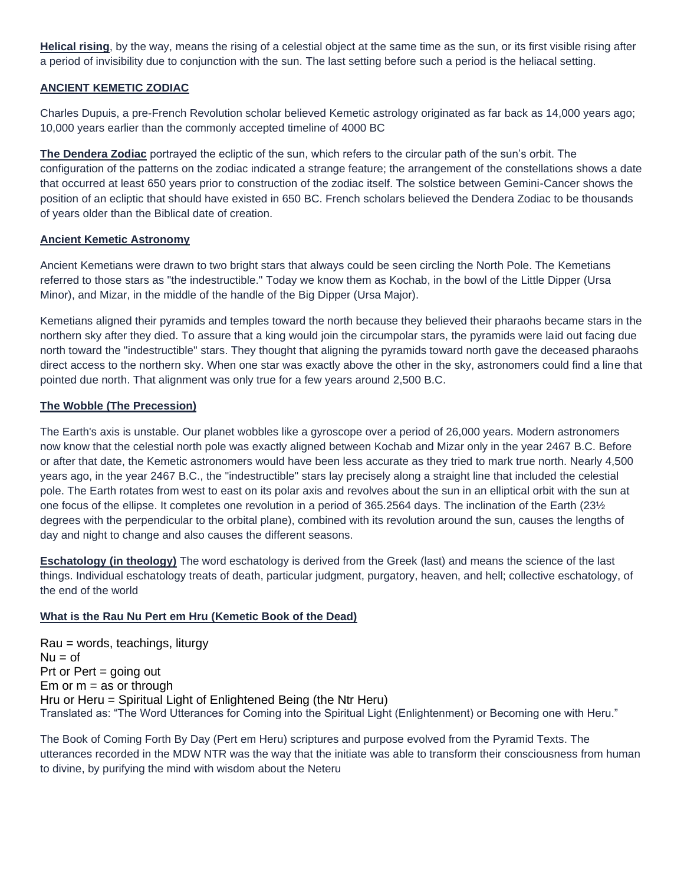**Helical rising**, by the way, means the rising of a celestial object at the same time as the sun, or its first visible rising after a period of invisibility due to conjunction with the sun. The last setting before such a period is the heliacal setting.

## ANCIENT KEMETIC ZODIAC

Charles Dupuis, a pre-French Revolution scholar believed Kemetic astrology originated as far back as 14,000 years ago; 10,000 years earlier than the commonly accepted timeline of 4000 BC

**The Dendera Zodiac** portrayed the ecliptic of the sun, which refers to the circular path of the sun's orbit. The configuration of the patterns on the zodiac indicated a strange feature; the arrangement of the constellations shows a date that occurred at least 650 years prior to construction of the zodiac itself. The solstice between Gemini-Cancer shows the position of an ecliptic that should have existed in 650 BC. French scholars believed the Dendera Zodiac to be thousands of years older than the Biblical date of creation.

## Ancient Kemetic Astronomy

Ancient Kemetians were drawn to two bright stars that always could be seen circling the North Pole. The Kemetians referred to those stars as "the indestructible." Today we know them as Kochab, in the bowl of the Little Dipper (Ursa Minor), and Mizar, in the middle of the handle of the Big Dipper (Ursa Major).

Kemetians aligned their pyramids and temples toward the north because they believed their pharaohs became stars in the northern sky after they died. To assure that a king would join the circumpolar stars, the pyramids were laid out facing due north toward the "indestructible" stars. They thought that aligning the pyramids toward north gave the deceased pharaohs direct access to the northern sky. When one star was exactly above the other in the sky, astronomers could find a line that pointed due north. That alignment was only true for a few years around 2,500 B.C.

## The Wobble (The Precession)

The Earth's axis is unstable. Our planet wobbles like a gyroscope over a period of 26,000 years. Modern astronomers now know that the celestial north pole was exactly aligned between Kochab and Mizar only in the year 2467 B.C. Before or after that date, the Kemetic astronomers would have been less accurate as they tried to mark true north. Nearly 4,500 years ago, in the year 2467 B.C., the "indestructible" stars lay precisely along a straight line that included the celestial pole. The Earth rotates from west to east on its polar axis and revolves about the sun in an elliptical orbit with the sun at one focus of the ellipse. It completes one revolution in a period of 365.2564 days. The inclination of the Earth (23½ degrees with the perpendicular to the orbital plane), combined with its revolution around the sun, causes the lengths of day and night to change and also causes the different seasons.

**Eschatology (in theology)** The word eschatology is derived from the Greek (last) and means the science of the last things. Individual eschatology treats of death, particular judgment, purgatory, heaven, and hell; collective eschatology, of the end of the world

## What is the Rau Nu Pert em Hru (Kemetic Book of the Dead)

Rau = words, teachings, liturgy
Nu = of
Prt or Pert = going out
Em or m = as or through
Hru or Heru = Spiritual Light of Enlightened Being (the Ntr Heru)
Translated as: "The Word Utterances for Coming into the Spiritual Light (Enlightenment) or Becoming one with Heru."

The Book of Coming Forth By Day (Pert em Heru) scriptures and purpose evolved from the Pyramid Texts. The utterances recorded in the MDW NTR was the way that the initiate was able to transform their consciousness from human to divine, by purifying the mind with wisdom about the Neteru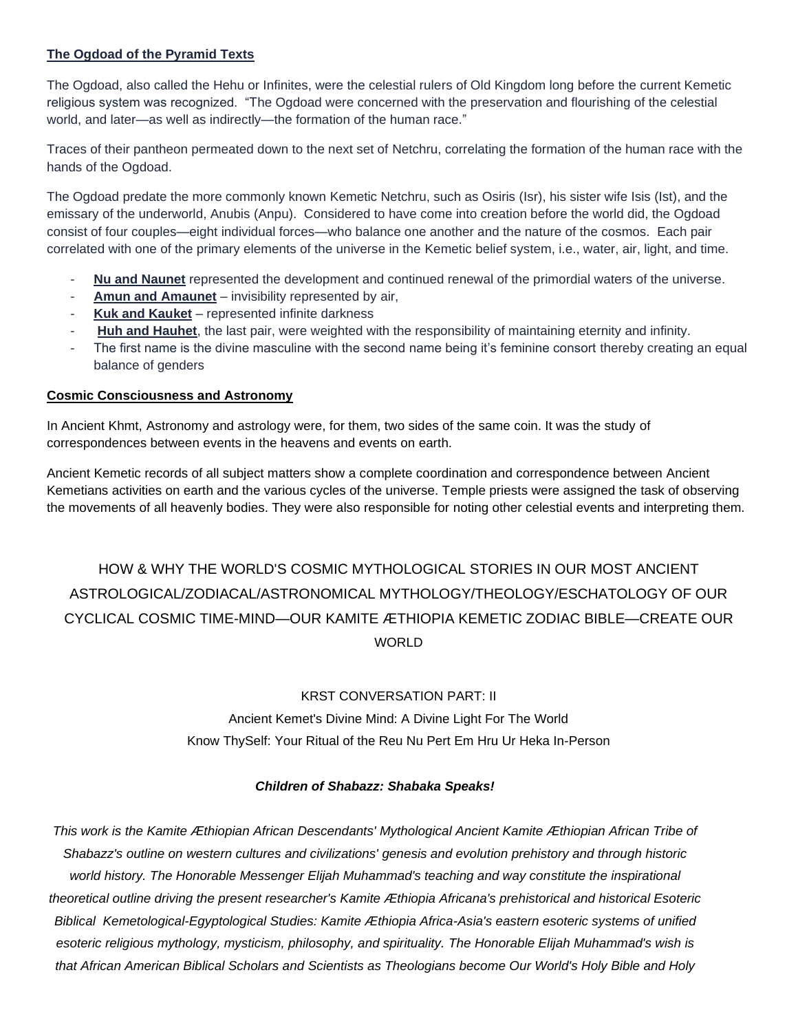**The Ogdoad of the Pyramid Texts**

The Ogdoad, also called the Hehu or Infinites, were the celestial rulers of Old Kingdom long before the current Kemetic religious system was recognized. "The Ogdoad were concerned with the preservation and flourishing of the celestial world, and later—as well as indirectly—the formation of the human race."

Traces of their pantheon permeated down to the next set of Netchru, correlating the formation of the human race with the hands of the Ogdoad.

The Ogdoad predate the more commonly known Kemetic Netchru, such as Osiris (Isr), his sister wife Isis (Ist), and the emissary of the underworld, Anubis (Anpu). Considered to have come into creation before the world did, the Ogdoad consist of four couples—eight individual forces—who balance one another and the nature of the cosmos. Each pair correlated with one of the primary elements of the universe in the Kemetic belief system, i.e., water, air, light, and time.

- **Nu and Naunet** represented the development and continued renewal of the primordial waters of the universe.
- **Amun and Amaunet** – invisibility represented by air,
- **Kuk and Kauket** – represented infinite darkness
- **Huh and Hauhet**, the last pair, were weighted with the responsibility of maintaining eternity and infinity.
- The first name is the divine masculine with the second name being it's feminine consort thereby creating an equal balance of genders

**Cosmic Consciousness and Astronomy**

In Ancient Khmt, Astronomy and astrology were, for them, two sides of the same coin. It was the study of correspondences between events in the heavens and events on earth.

Ancient Kemetic records of all subject matters show a complete coordination and correspondence between Ancient Kemetians activities on earth and the various cycles of the universe. Temple priests were assigned the task of observing the movements of all heavenly bodies. They were also responsible for noting other celestial events and interpreting them.

## HOW & WHY THE WORLD'S COSMIC MYTHOLOGICAL STORIES IN OUR MOST ANCIENT ASTROLOGICAL/ZODIACAL/ASTRONOMICAL MYTHOLOGY/THEOLOGY/ESCHATOLOGY OF OUR CYCLICAL COSMIC TIME-MIND—OUR KAMITE ÆTHIOPIA KEMETIC ZODIAC BIBLE—CREATE OUR WORLD

KRST CONVERSATION PART: II

Ancient Kemet's Divine Mind: A Divine Light For The World

Know ThySelf: Your Ritual of the Reu Nu Pert Em Hru Ur Heka In-Person

***Children of Shabazz: Shabaka Speaks!***

*This work is the Kamite Æthiopian African Descendants' Mythological Ancient Kamite Æthiopian African Tribe of Shabazz's outline on western cultures and civilizations' genesis and evolution prehistory and through historic world history. The Honorable Messenger Elijah Muhammad's teaching and way constitute the inspirational theoretical outline driving the present researcher's Kamite Æthiopia Africana's prehistorical and historical Esoteric Biblical Kemetological-Egyptological Studies: Kamite Æthiopia Africa-Asia's eastern esoteric systems of unified esoteric religious mythology, mysticism, philosophy, and spirituality. The Honorable Elijah Muhammad's wish is that African American Biblical Scholars and Scientists as Theologians become Our World's Holy Bible and Holy*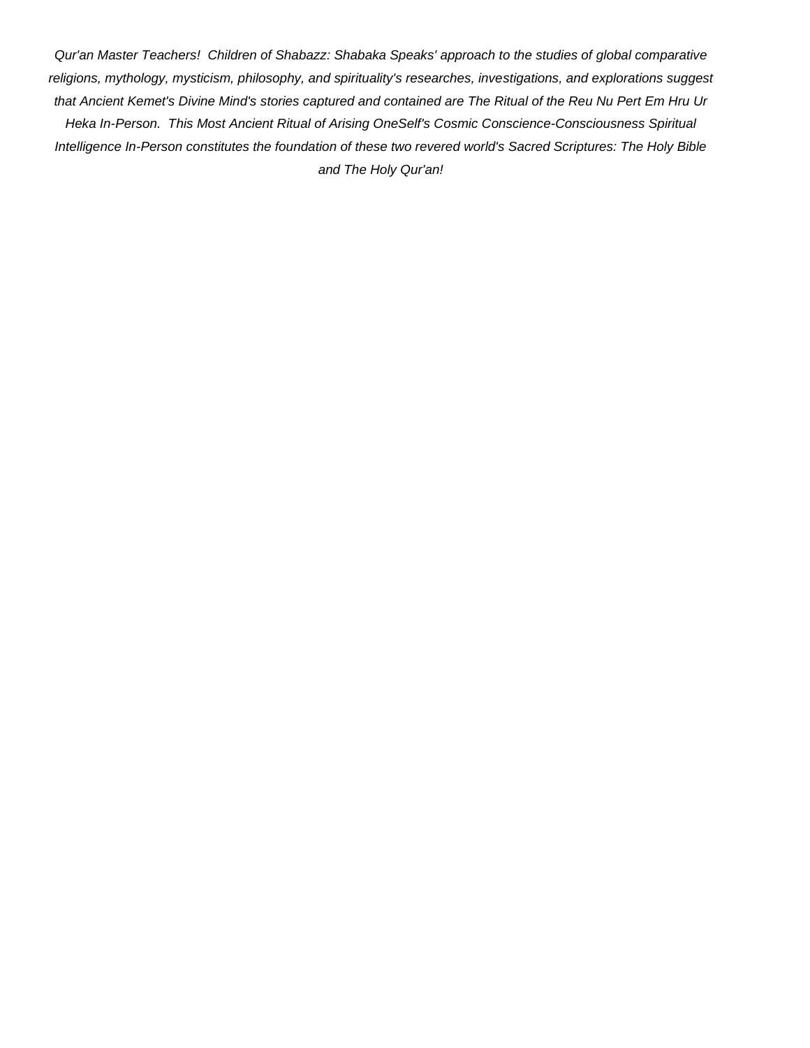*Qur'an Master Teachers! Children of Shabazz: Shabaka Speaks' approach to the studies of global comparative religions, mythology, mysticism, philosophy, and spirituality's researches, investigations, and explorations suggest that Ancient Kemet's Divine Mind's stories captured and contained are The Ritual of the Reu Nu Pert Em Hru Ur Heka In-Person. This Most Ancient Ritual of Arising OneSelf's Cosmic Conscience-Consciousness Spiritual Intelligence In-Person constitutes the foundation of these two revered world's Sacred Scriptures: The Holy Bible and The Holy Qur'an!*